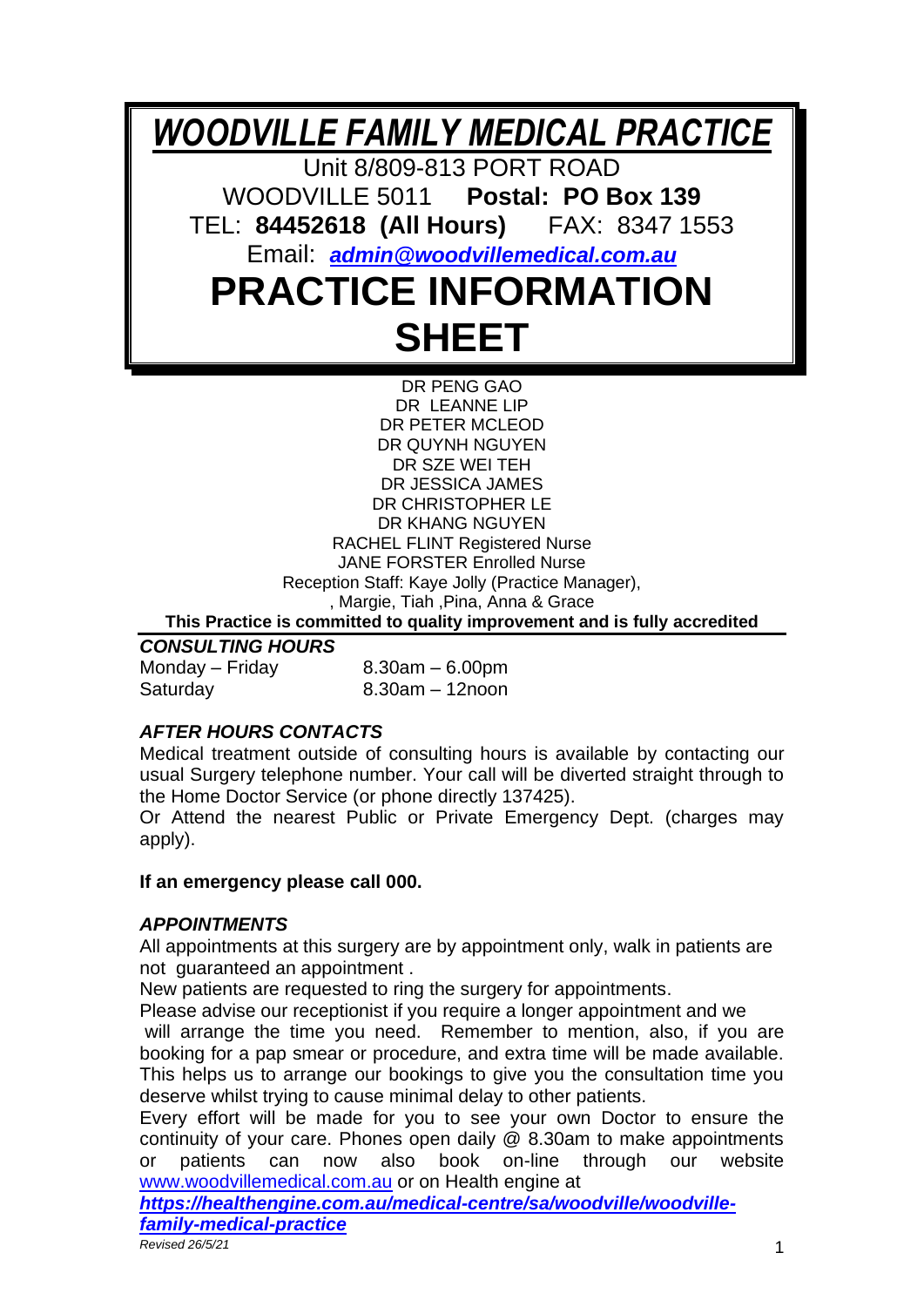# *WOODVILLE FAMILY MEDICAL PRACTICE*

Unit 8/809-813 PORT ROAD

WOODVILLE 5011 **Postal: PO Box 139**

TEL: **84452618 (All Hours)** FAX: 8347 1553

Email: ***admin@woodvillemedical.com.au***

# PRACTICE INFORMATION SHEET

DR PENG GAO
DR LEANNE LIP
DR PETER MCLEOD
DR QUYNH NGUYEN
DR SZE WEI TEH
DR JESSICA JAMES
DR CHRISTOPHER LE
DR KHANG NGUYEN
RACHEL FLINT Registered Nurse
JANE FORSTER Enrolled Nurse
Reception Staff: Kaye Jolly (Practice Manager),
, Margie, Tiah ,Pina, Anna & Grace

**This Practice is committed to quality improvement and is fully accredited**

### *CONSULTING HOURS*

| | |
|---|---|
| Monday – Friday | 8.30am – 6.00pm |
| Saturday | 8.30am – 12noon |

### *AFTER HOURS CONTACTS*

Medical treatment outside of consulting hours is available by contacting our usual Surgery telephone number. Your call will be diverted straight through to the Home Doctor Service (or phone directly 137425).

Or Attend the nearest Public or Private Emergency Dept. (charges may apply).

**If an emergency please call 000.**

### *APPOINTMENTS*

All appointments at this surgery are by appointment only, walk in patients are not guaranteed an appointment .

New patients are requested to ring the surgery for appointments.

Please advise our receptionist if you require a longer appointment and we will arrange the time you need. Remember to mention, also, if you are booking for a pap smear or procedure, and extra time will be made available. This helps us to arrange our bookings to give you the consultation time you deserve whilst trying to cause minimal delay to other patients.

Every effort will be made for you to see your own Doctor to ensure the continuity of your care. Phones open daily @ 8.30am to make appointments or patients can now also book on-line through our website www.woodvillemedical.com.au or on Health engine at ***https://healthengine.com.au/medical-centre/sa/woodville/woodville-family-medical-practice***

*Revised 26/5/21*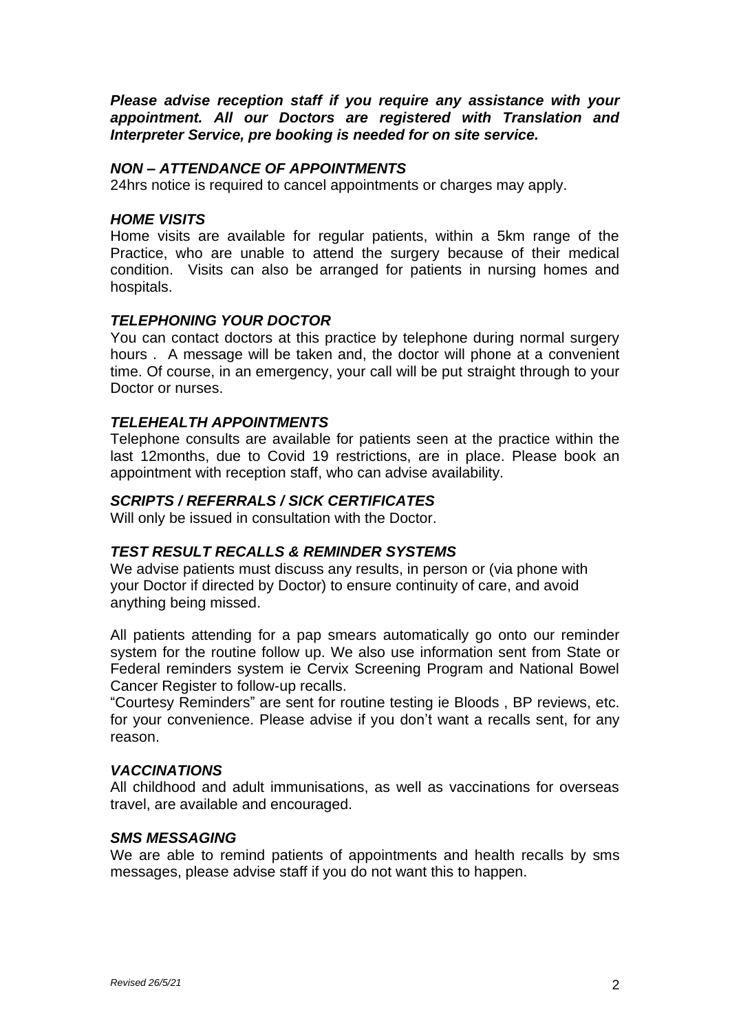***Please advise reception staff if you require any assistance with your appointment. All our Doctors are registered with Translation and Interpreter Service, pre booking is needed for on site service.***

### *NON – ATTENDANCE OF APPOINTMENTS*

24hrs notice is required to cancel appointments or charges may apply.

### *HOME VISITS*

Home visits are available for regular patients, within a 5km range of the Practice, who are unable to attend the surgery because of their medical condition. Visits can also be arranged for patients in nursing homes and hospitals.

### *TELEPHONING YOUR DOCTOR*

You can contact doctors at this practice by telephone during normal surgery hours . A message will be taken and, the doctor will phone at a convenient time. Of course, in an emergency, your call will be put straight through to your Doctor or nurses.

### *TELEHEALTH APPOINTMENTS*

Telephone consults are available for patients seen at the practice within the last 12months, due to Covid 19 restrictions, are in place. Please book an appointment with reception staff, who can advise availability.

### *SCRIPTS / REFERRALS / SICK CERTIFICATES*

Will only be issued in consultation with the Doctor.

### *TEST RESULT RECALLS & REMINDER SYSTEMS*

We advise patients must discuss any results, in person or (via phone with your Doctor if directed by Doctor) to ensure continuity of care, and avoid anything being missed.

All patients attending for a pap smears automatically go onto our reminder system for the routine follow up. We also use information sent from State or Federal reminders system ie Cervix Screening Program and National Bowel Cancer Register to follow-up recalls.

"Courtesy Reminders" are sent for routine testing ie Bloods , BP reviews, etc. for your convenience. Please advise if you don't want a recalls sent, for any reason.

### *VACCINATIONS*

All childhood and adult immunisations, as well as vaccinations for overseas travel, are available and encouraged.

### *SMS MESSAGING*

We are able to remind patients of appointments and health recalls by sms messages, please advise staff if you do not want this to happen.

*Revised 26/5/21*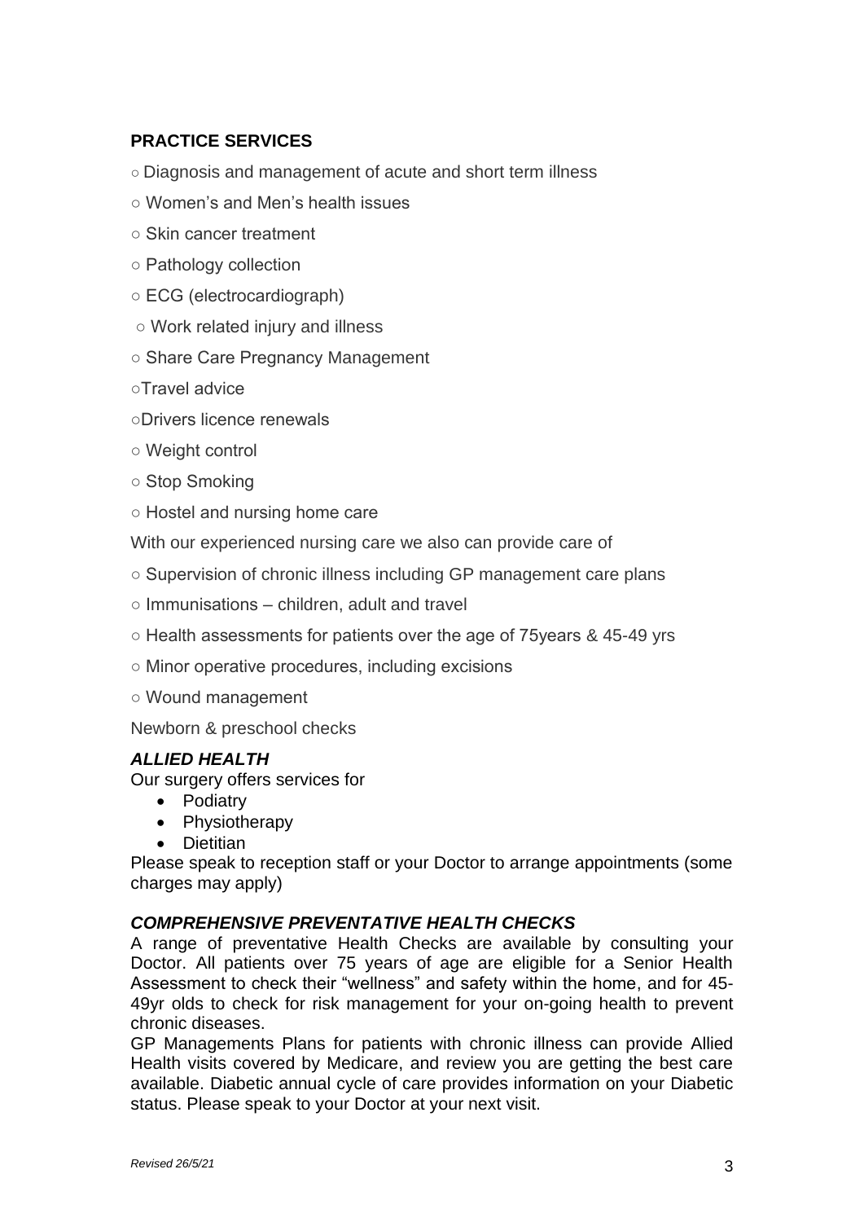## PRACTICE SERVICES

- Diagnosis and management of acute and short term illness
- Women's and Men's health issues
- Skin cancer treatment
- Pathology collection
- ECG (electrocardiograph)
- Work related injury and illness
- Share Care Pregnancy Management
- Travel advice
- Drivers licence renewals
- Weight control
- Stop Smoking
- Hostel and nursing home care

With our experienced nursing care we also can provide care of

- Supervision of chronic illness including GP management care plans
- Immunisations – children, adult and travel
- Health assessments for patients over the age of 75years & 45-49 yrs
- Minor operative procedures, including excisions
- Wound management

Newborn & preschool checks

### *ALLIED HEALTH*

Our surgery offers services for

- Podiatry
- Physiotherapy
- Dietitian

Please speak to reception staff or your Doctor to arrange appointments (some charges may apply)

### *COMPREHENSIVE PREVENTATIVE HEALTH CHECKS*

A range of preventative Health Checks are available by consulting your Doctor. All patients over 75 years of age are eligible for a Senior Health Assessment to check their "wellness" and safety within the home, and for 45-49yr olds to check for risk management for your on-going health to prevent chronic diseases.

GP Managements Plans for patients with chronic illness can provide Allied Health visits covered by Medicare, and review you are getting the best care available. Diabetic annual cycle of care provides information on your Diabetic status. Please speak to your Doctor at your next visit.

*Revised 26/5/21*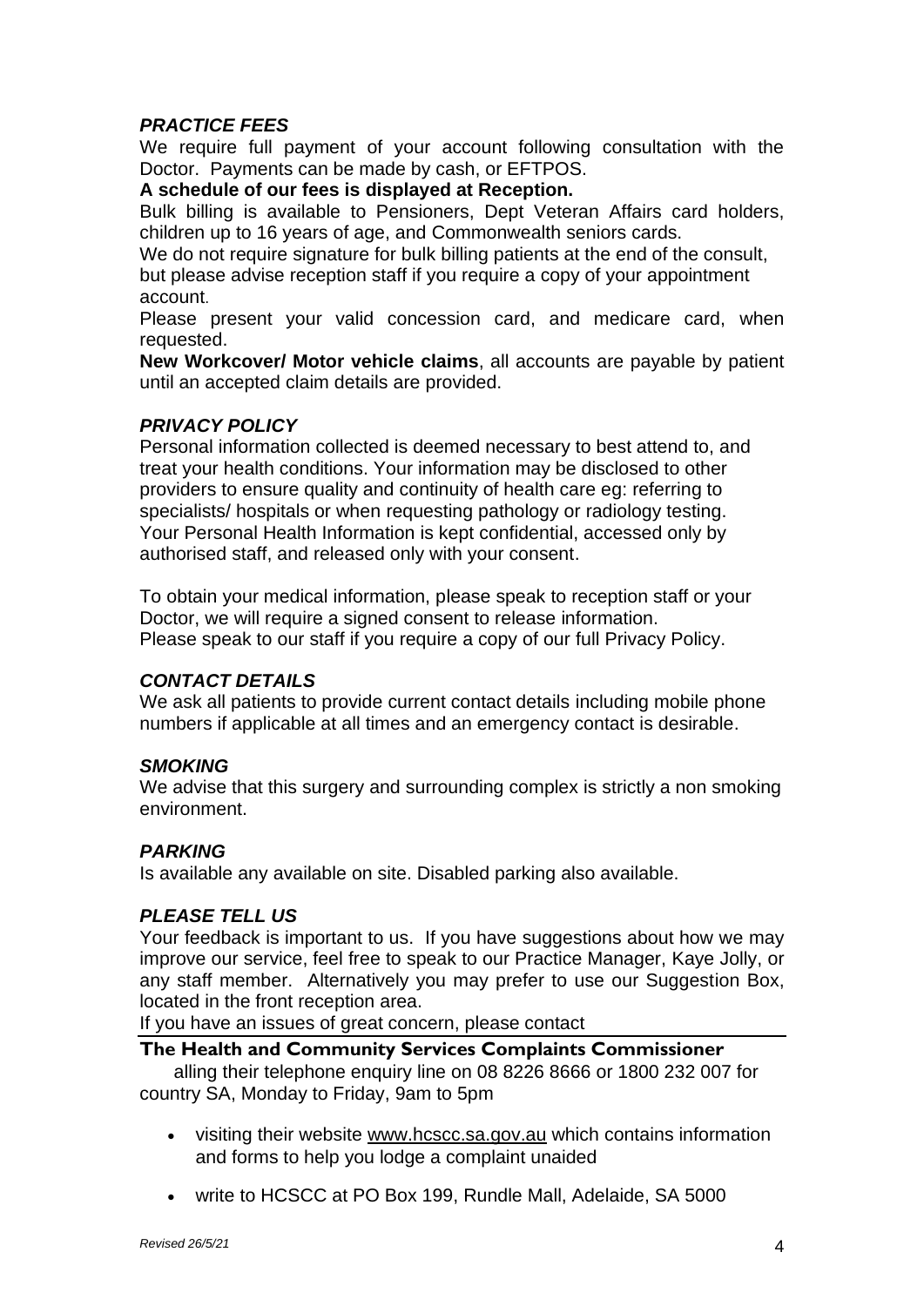### *PRACTICE FEES*

We require full payment of your account following consultation with the Doctor. Payments can be made by cash, or EFTPOS.

**A schedule of our fees is displayed at Reception.**

Bulk billing is available to Pensioners, Dept Veteran Affairs card holders, children up to 16 years of age, and Commonwealth seniors cards.

We do not require signature for bulk billing patients at the end of the consult, but please advise reception staff if you require a copy of your appointment account.

Please present your valid concession card, and medicare card, when requested.

**New Workcover/ Motor vehicle claims**, all accounts are payable by patient until an accepted claim details are provided.

### *PRIVACY POLICY*

Personal information collected is deemed necessary to best attend to, and treat your health conditions. Your information may be disclosed to other providers to ensure quality and continuity of health care eg: referring to specialists/ hospitals or when requesting pathology or radiology testing. Your Personal Health Information is kept confidential, accessed only by authorised staff, and released only with your consent.

To obtain your medical information, please speak to reception staff or your Doctor, we will require a signed consent to release information.
Please speak to our staff if you require a copy of our full Privacy Policy.

### *CONTACT DETAILS*

We ask all patients to provide current contact details including mobile phone numbers if applicable at all times and an emergency contact is desirable.

### *SMOKING*

We advise that this surgery and surrounding complex is strictly a non smoking environment.

### *PARKING*

Is available any available on site. Disabled parking also available.

### *PLEASE TELL US*

Your feedback is important to us. If you have suggestions about how we may improve our service, feel free to speak to our Practice Manager, Kaye Jolly, or any staff member. Alternatively you may prefer to use our Suggestion Box, located in the front reception area.

If you have an issues of great concern, please contact

**The Health and Community Services Complaints Commissioner**

alling their telephone enquiry line on 08 8226 8666 or 1800 232 007 for country SA, Monday to Friday, 9am to 5pm

- visiting their website www.hcscc.sa.gov.au which contains information and forms to help you lodge a complaint unaided
- write to HCSCC at PO Box 199, Rundle Mall, Adelaide, SA 5000

*Revised 26/5/21*